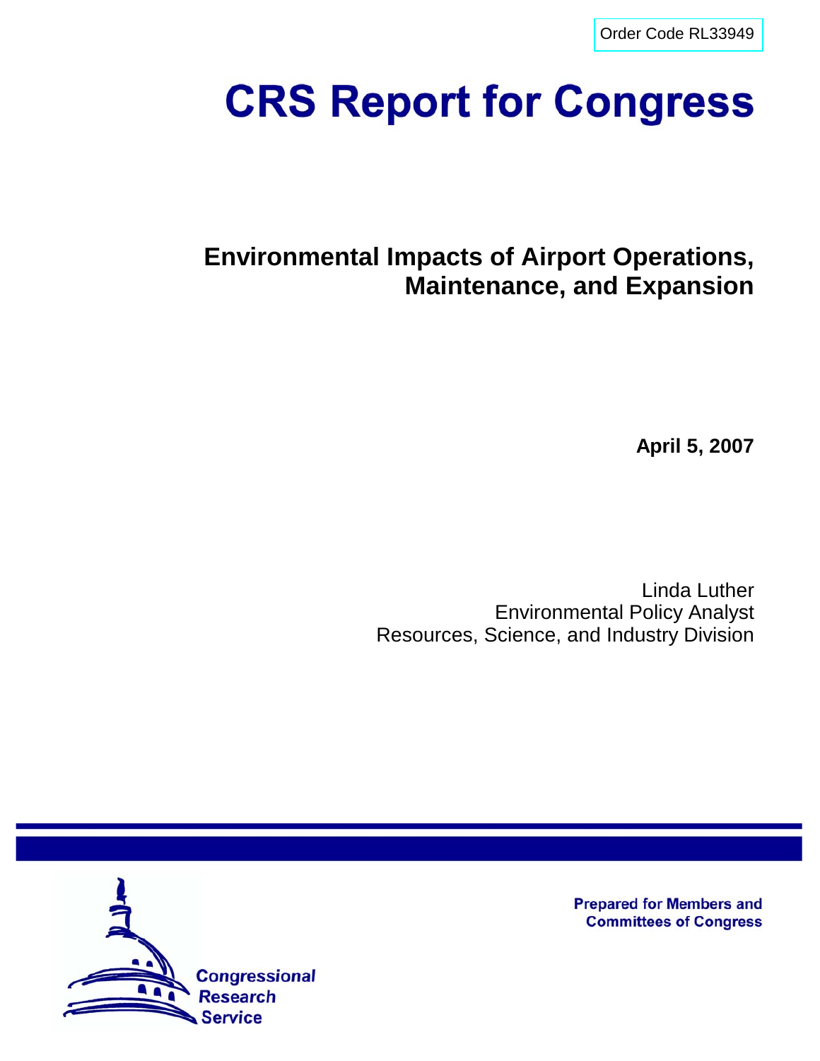Order Code RL33949

# CRS Report for Congress

## Environmental Impacts of Airport Operations, Maintenance, and Expansion

**April 5, 2007**

Linda Luther
Environmental Policy Analyst
Resources, Science, and Industry Division

Congressional Research Service

**Prepared for Members and Committees of Congress**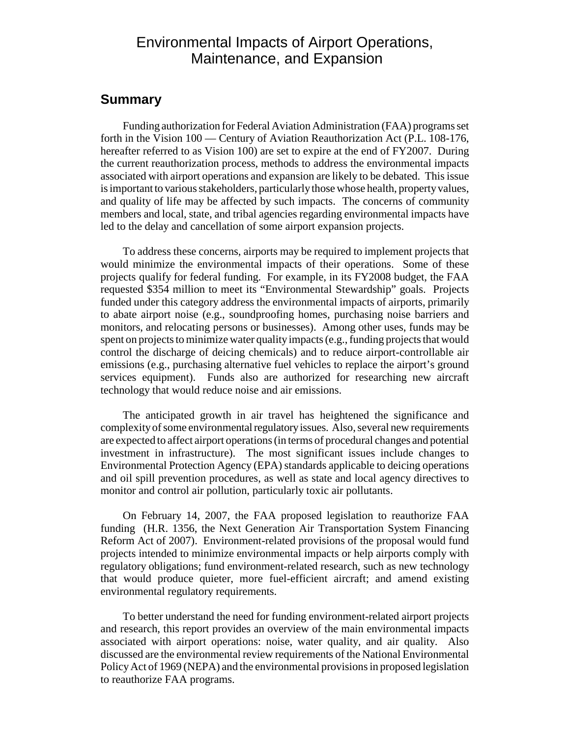# Environmental Impacts of Airport Operations, Maintenance, and Expansion

## Summary

Funding authorization for Federal Aviation Administration (FAA) programs set forth in the Vision 100 — Century of Aviation Reauthorization Act (P.L. 108-176, hereafter referred to as Vision 100) are set to expire at the end of FY2007. During the current reauthorization process, methods to address the environmental impacts associated with airport operations and expansion are likely to be debated. This issue is important to various stakeholders, particularly those whose health, property values, and quality of life may be affected by such impacts. The concerns of community members and local, state, and tribal agencies regarding environmental impacts have led to the delay and cancellation of some airport expansion projects.

To address these concerns, airports may be required to implement projects that would minimize the environmental impacts of their operations. Some of these projects qualify for federal funding. For example, in its FY2008 budget, the FAA requested $354 million to meet its "Environmental Stewardship" goals. Projects funded under this category address the environmental impacts of airports, primarily to abate airport noise (e.g., soundproofing homes, purchasing noise barriers and monitors, and relocating persons or businesses). Among other uses, funds may be spent on projects to minimize water quality impacts (e.g., funding projects that would control the discharge of deicing chemicals) and to reduce airport-controllable air emissions (e.g., purchasing alternative fuel vehicles to replace the airport's ground services equipment). Funds also are authorized for researching new aircraft technology that would reduce noise and air emissions.

The anticipated growth in air travel has heightened the significance and complexity of some environmental regulatory issues. Also, several new requirements are expected to affect airport operations (in terms of procedural changes and potential investment in infrastructure). The most significant issues include changes to Environmental Protection Agency (EPA) standards applicable to deicing operations and oil spill prevention procedures, as well as state and local agency directives to monitor and control air pollution, particularly toxic air pollutants.

On February 14, 2007, the FAA proposed legislation to reauthorize FAA funding (H.R. 1356, the Next Generation Air Transportation System Financing Reform Act of 2007). Environment-related provisions of the proposal would fund projects intended to minimize environmental impacts or help airports comply with regulatory obligations; fund environment-related research, such as new technology that would produce quieter, more fuel-efficient aircraft; and amend existing environmental regulatory requirements.

To better understand the need for funding environment-related airport projects and research, this report provides an overview of the main environmental impacts associated with airport operations: noise, water quality, and air quality. Also discussed are the environmental review requirements of the National Environmental Policy Act of 1969 (NEPA) and the environmental provisions in proposed legislation to reauthorize FAA programs.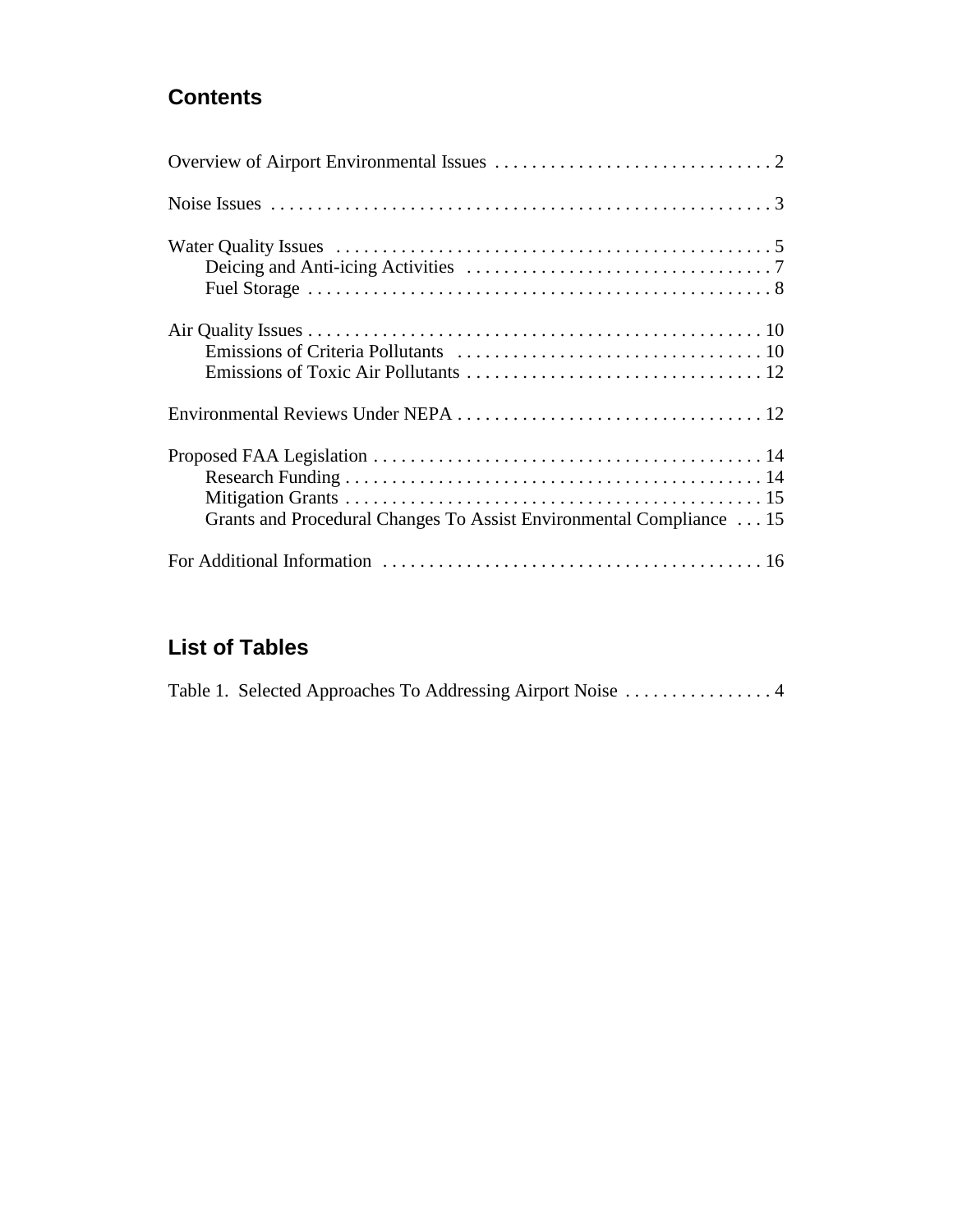## Contents

Overview of Airport Environmental Issues . . . . . . . . . . . . . . . . . . . . . . . . . . . . . . 2

Noise Issues . . . . . . . . . . . . . . . . . . . . . . . . . . . . . . . . . . . . . . . . . . . . . . . . . . . . . . 3

Water Quality Issues . . . . . . . . . . . . . . . . . . . . . . . . . . . . . . . . . . . . . . . . . . . . . . . 5
- Deicing and Anti-icing Activities . . . . . . . . . . . . . . . . . . . . . . . . . . . . . . . . . 7
- Fuel Storage . . . . . . . . . . . . . . . . . . . . . . . . . . . . . . . . . . . . . . . . . . . . . . . . . . 8

Air Quality Issues . . . . . . . . . . . . . . . . . . . . . . . . . . . . . . . . . . . . . . . . . . . . . . . . . 10
- Emissions of Criteria Pollutants . . . . . . . . . . . . . . . . . . . . . . . . . . . . . . . . . 10
- Emissions of Toxic Air Pollutants . . . . . . . . . . . . . . . . . . . . . . . . . . . . . . . . 12

Environmental Reviews Under NEPA . . . . . . . . . . . . . . . . . . . . . . . . . . . . . . . . . 12

Proposed FAA Legislation . . . . . . . . . . . . . . . . . . . . . . . . . . . . . . . . . . . . . . . . . . 14
- Research Funding . . . . . . . . . . . . . . . . . . . . . . . . . . . . . . . . . . . . . . . . . . . . . 14
- Mitigation Grants . . . . . . . . . . . . . . . . . . . . . . . . . . . . . . . . . . . . . . . . . . . . . 15
- Grants and Procedural Changes To Assist Environmental Compliance . . . 15

For Additional Information . . . . . . . . . . . . . . . . . . . . . . . . . . . . . . . . . . . . . . . . . 16

## List of Tables

Table 1. Selected Approaches To Addressing Airport Noise . . . . . . . . . . . . . . . . 4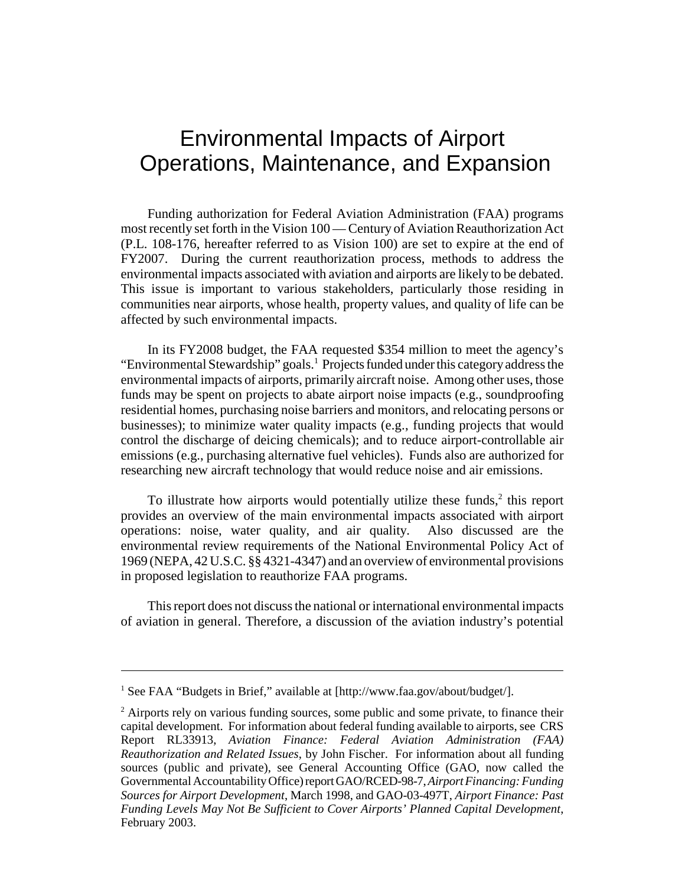# Environmental Impacts of Airport Operations, Maintenance, and Expansion

Funding authorization for Federal Aviation Administration (FAA) programs most recently set forth in the Vision 100 — Century of Aviation Reauthorization Act (P.L. 108-176, hereafter referred to as Vision 100) are set to expire at the end of FY2007. During the current reauthorization process, methods to address the environmental impacts associated with aviation and airports are likely to be debated. This issue is important to various stakeholders, particularly those residing in communities near airports, whose health, property values, and quality of life can be affected by such environmental impacts.

In its FY2008 budget, the FAA requested $354 million to meet the agency's "Environmental Stewardship" goals.[1] Projects funded under this category address the environmental impacts of airports, primarily aircraft noise. Among other uses, those funds may be spent on projects to abate airport noise impacts (e.g., soundproofing residential homes, purchasing noise barriers and monitors, and relocating persons or businesses); to minimize water quality impacts (e.g., funding projects that would control the discharge of deicing chemicals); and to reduce airport-controllable air emissions (e.g., purchasing alternative fuel vehicles). Funds also are authorized for researching new aircraft technology that would reduce noise and air emissions.

To illustrate how airports would potentially utilize these funds,[2] this report provides an overview of the main environmental impacts associated with airport operations: noise, water quality, and air quality. Also discussed are the environmental review requirements of the National Environmental Policy Act of 1969 (NEPA, 42 U.S.C. §§ 4321-4347) and an overview of environmental provisions in proposed legislation to reauthorize FAA programs.

This report does not discuss the national or international environmental impacts of aviation in general. Therefore, a discussion of the aviation industry's potential

---

[1] See FAA "Budgets in Brief," available at [http://www.faa.gov/about/budget/].

[2] Airports rely on various funding sources, some public and some private, to finance their capital development. For information about federal funding available to airports, see CRS Report RL33913, *Aviation Finance: Federal Aviation Administration (FAA) Reauthorization and Related Issues*, by John Fischer. For information about all funding sources (public and private), see General Accounting Office (GAO, now called the Governmental Accountability Office) report GAO/RCED-98-7, *Airport Financing: Funding Sources for Airport Development*, March 1998, and GAO-03-497T, *Airport Finance: Past Funding Levels May Not Be Sufficient to Cover Airports' Planned Capital Development*, February 2003.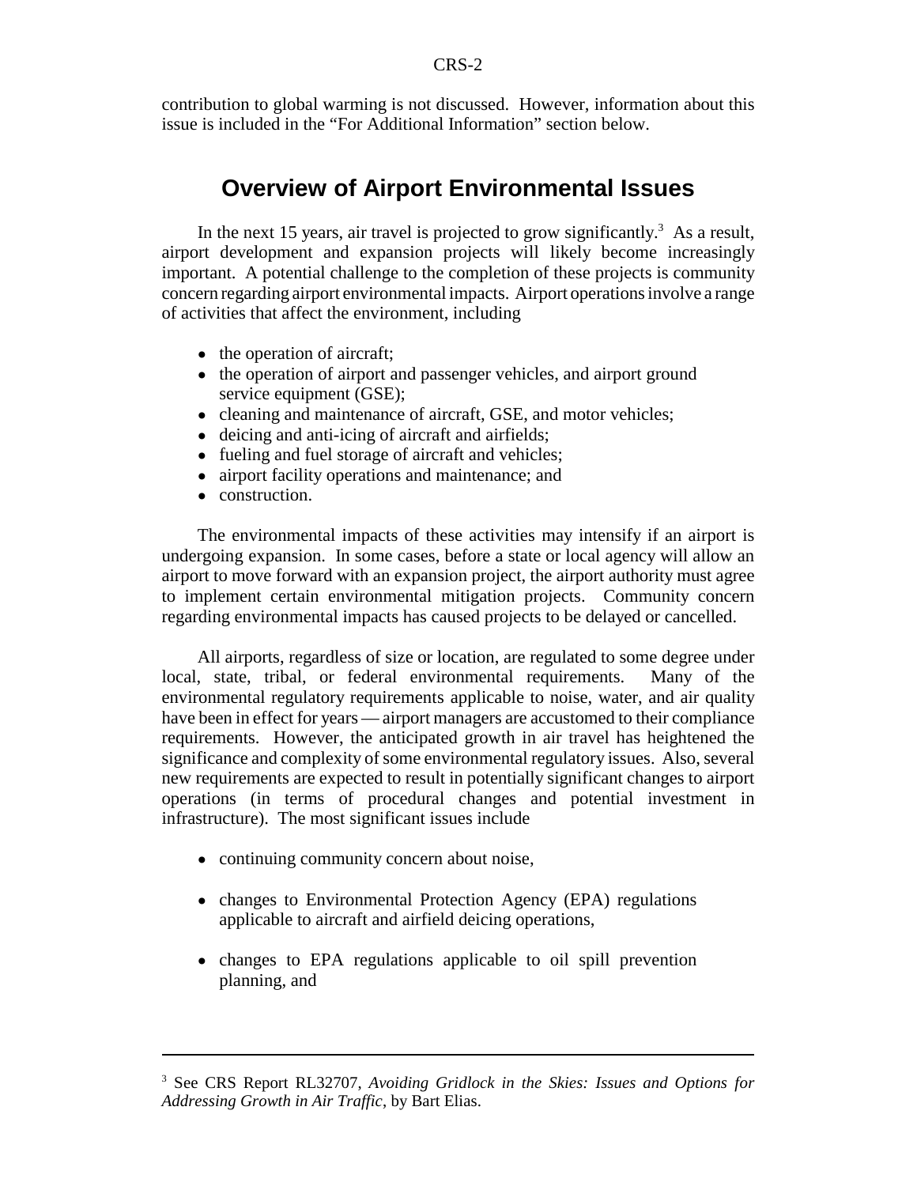contribution to global warming is not discussed. However, information about this issue is included in the "For Additional Information" section below.

## Overview of Airport Environmental Issues

In the next 15 years, air travel is projected to grow significantly.[3] As a result, airport development and expansion projects will likely become increasingly important. A potential challenge to the completion of these projects is community concern regarding airport environmental impacts. Airport operations involve a range of activities that affect the environment, including

- the operation of aircraft;
- the operation of airport and passenger vehicles, and airport ground service equipment (GSE);
- cleaning and maintenance of aircraft, GSE, and motor vehicles;
- deicing and anti-icing of aircraft and airfields;
- fueling and fuel storage of aircraft and vehicles;
- airport facility operations and maintenance; and
- construction.

The environmental impacts of these activities may intensify if an airport is undergoing expansion. In some cases, before a state or local agency will allow an airport to move forward with an expansion project, the airport authority must agree to implement certain environmental mitigation projects. Community concern regarding environmental impacts has caused projects to be delayed or cancelled.

All airports, regardless of size or location, are regulated to some degree under local, state, tribal, or federal environmental requirements. Many of the environmental regulatory requirements applicable to noise, water, and air quality have been in effect for years — airport managers are accustomed to their compliance requirements. However, the anticipated growth in air travel has heightened the significance and complexity of some environmental regulatory issues. Also, several new requirements are expected to result in potentially significant changes to airport operations (in terms of procedural changes and potential investment in infrastructure). The most significant issues include

- continuing community concern about noise,
- changes to Environmental Protection Agency (EPA) regulations applicable to aircraft and airfield deicing operations,
- changes to EPA regulations applicable to oil spill prevention planning, and

---

[3] See CRS Report RL32707, *Avoiding Gridlock in the Skies: Issues and Options for Addressing Growth in Air Traffic*, by Bart Elias.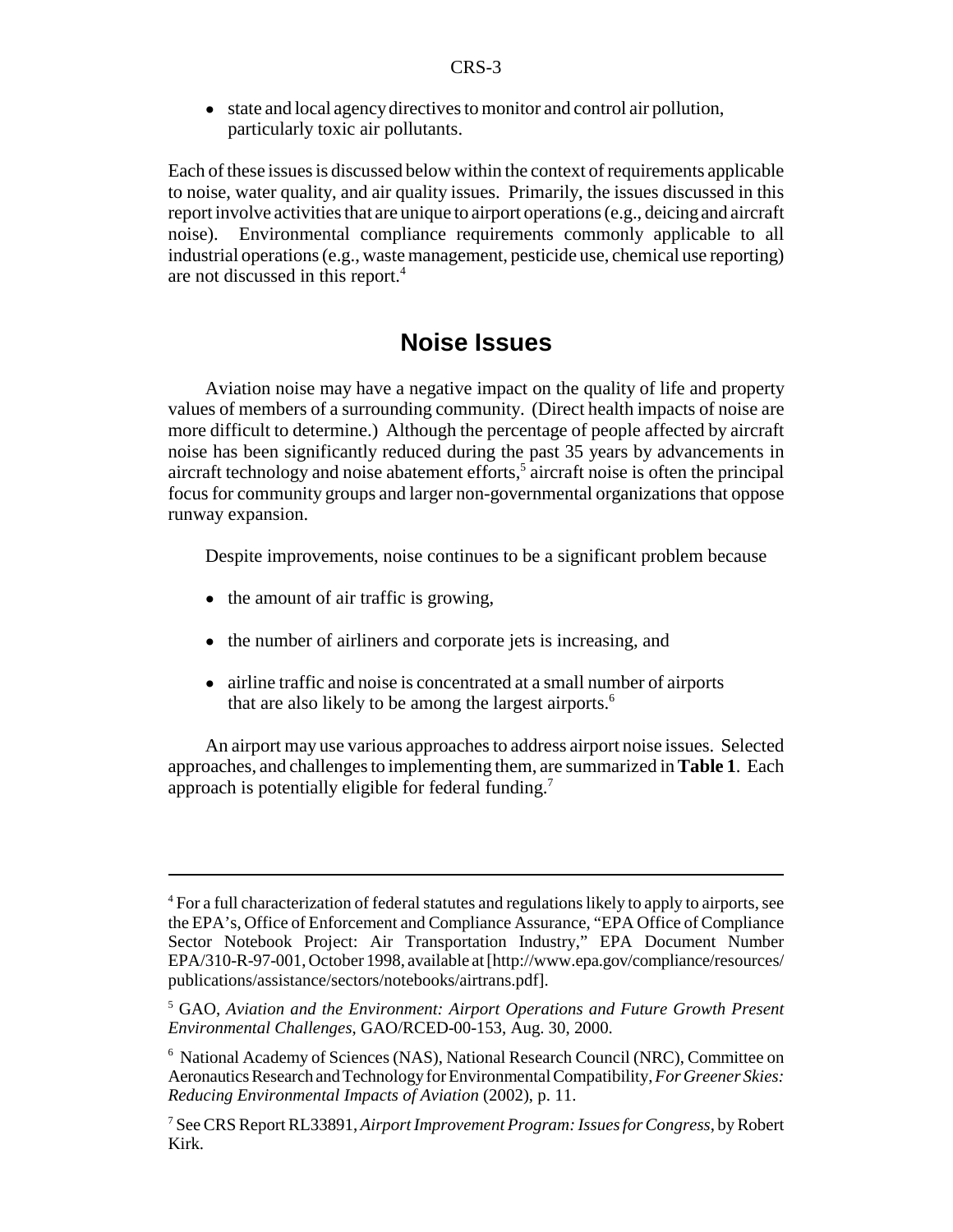- state and local agency directives to monitor and control air pollution, particularly toxic air pollutants.

Each of these issues is discussed below within the context of requirements applicable to noise, water quality, and air quality issues. Primarily, the issues discussed in this report involve activities that are unique to airport operations (e.g., deicing and aircraft noise). Environmental compliance requirements commonly applicable to all industrial operations (e.g., waste management, pesticide use, chemical use reporting) are not discussed in this report.[4]

## Noise Issues

Aviation noise may have a negative impact on the quality of life and property values of members of a surrounding community. (Direct health impacts of noise are more difficult to determine.) Although the percentage of people affected by aircraft noise has been significantly reduced during the past 35 years by advancements in aircraft technology and noise abatement efforts,[5] aircraft noise is often the principal focus for community groups and larger non-governmental organizations that oppose runway expansion.

Despite improvements, noise continues to be a significant problem because

- the amount of air traffic is growing,
- the number of airliners and corporate jets is increasing, and
- airline traffic and noise is concentrated at a small number of airports that are also likely to be among the largest airports.[6]

An airport may use various approaches to address airport noise issues. Selected approaches, and challenges to implementing them, are summarized in **Table 1**. Each approach is potentially eligible for federal funding.[7]

---

[4] For a full characterization of federal statutes and regulations likely to apply to airports, see the EPA's, Office of Enforcement and Compliance Assurance, "EPA Office of Compliance Sector Notebook Project: Air Transportation Industry," EPA Document Number EPA/310-R-97-001, October 1998, available at [http://www.epa.gov/compliance/resources/publications/assistance/sectors/notebooks/airtrans.pdf].

[5] GAO, *Aviation and the Environment: Airport Operations and Future Growth Present Environmental Challenges*, GAO/RCED-00-153, Aug. 30, 2000.

[6] National Academy of Sciences (NAS), National Research Council (NRC), Committee on Aeronautics Research and Technology for Environmental Compatibility, *For Greener Skies: Reducing Environmental Impacts of Aviation* (2002), p. 11.

[7] See CRS Report RL33891, *Airport Improvement Program: Issues for Congress*, by Robert Kirk.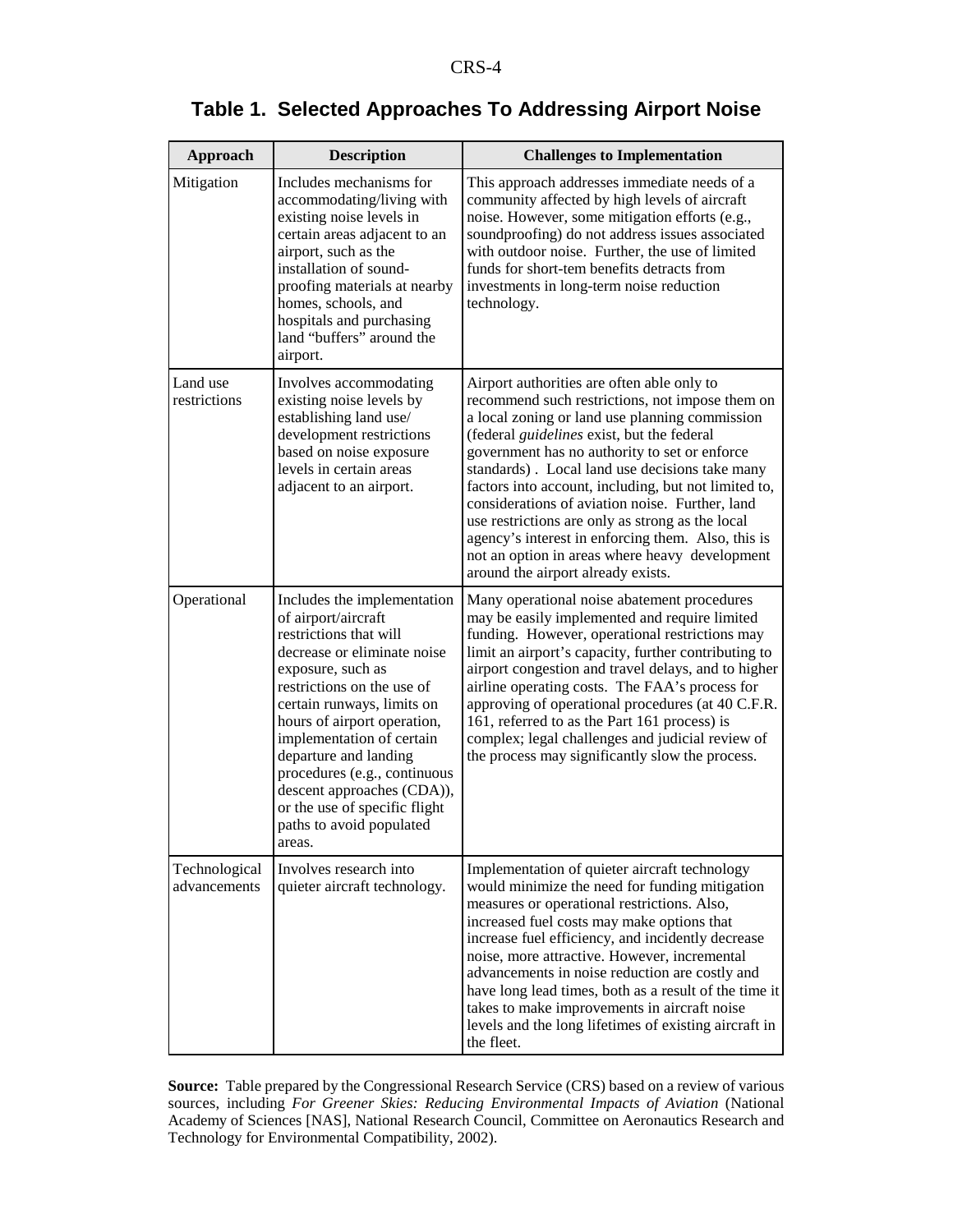## Table 1. Selected Approaches To Addressing Airport Noise

| Approach | Description | Challenges to Implementation |
|---|---|---|
| Mitigation | Includes mechanisms for accommodating/living with existing noise levels in certain areas adjacent to an airport, such as the installation of sound-proofing materials at nearby homes, schools, and hospitals and purchasing land "buffers" around the airport. | This approach addresses immediate needs of a community affected by high levels of aircraft noise. However, some mitigation efforts (e.g., soundproofing) do not address issues associated with outdoor noise. Further, the use of limited funds for short-tem benefits detracts from investments in long-term noise reduction technology. |
| Land use restrictions | Involves accommodating existing noise levels by establishing land use/ development restrictions based on noise exposure levels in certain areas adjacent to an airport. | Airport authorities are often able only to recommend such restrictions, not impose them on a local zoning or land use planning commission (federal *guidelines* exist, but the federal government has no authority to set or enforce standards) . Local land use decisions take many factors into account, including, but not limited to, considerations of aviation noise. Further, land use restrictions are only as strong as the local agency's interest in enforcing them. Also, this is not an option in areas where heavy development around the airport already exists. |
| Operational | Includes the implementation of airport/aircraft restrictions that will decrease or eliminate noise exposure, such as restrictions on the use of certain runways, limits on hours of airport operation, implementation of certain departure and landing procedures (e.g., continuous descent approaches (CDA)), or the use of specific flight paths to avoid populated areas. | Many operational noise abatement procedures may be easily implemented and require limited funding. However, operational restrictions may limit an airport's capacity, further contributing to airport congestion and travel delays, and to higher airline operating costs. The FAA's process for approving of operational procedures (at 40 C.F.R. 161, referred to as the Part 161 process) is complex; legal challenges and judicial review of the process may significantly slow the process. |
| Technological advancements | Involves research into quieter aircraft technology. | Implementation of quieter aircraft technology would minimize the need for funding mitigation measures or operational restrictions. Also, increased fuel costs may make options that increase fuel efficiency, and incidently decrease noise, more attractive. However, incremental advancements in noise reduction are costly and have long lead times, both as a result of the time it takes to make improvements in aircraft noise levels and the long lifetimes of existing aircraft in the fleet. |

**Source:** Table prepared by the Congressional Research Service (CRS) based on a review of various sources, including *For Greener Skies: Reducing Environmental Impacts of Aviation* (National Academy of Sciences [NAS], National Research Council, Committee on Aeronautics Research and Technology for Environmental Compatibility, 2002).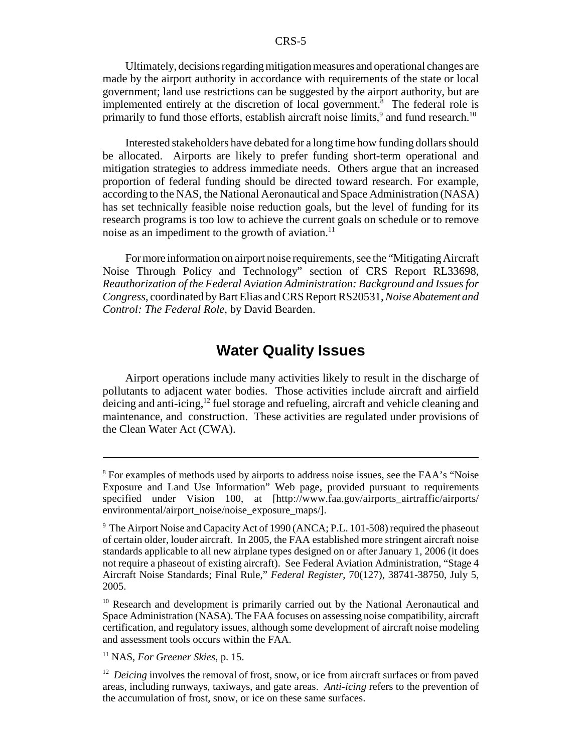Ultimately, decisions regarding mitigation measures and operational changes are made by the airport authority in accordance with requirements of the state or local government; land use restrictions can be suggested by the airport authority, but are implemented entirely at the discretion of local government.[8] The federal role is primarily to fund those efforts, establish aircraft noise limits,[9] and fund research.[10]

Interested stakeholders have debated for a long time how funding dollars should be allocated. Airports are likely to prefer funding short-term operational and mitigation strategies to address immediate needs. Others argue that an increased proportion of federal funding should be directed toward research. For example, according to the NAS, the National Aeronautical and Space Administration (NASA) has set technically feasible noise reduction goals, but the level of funding for its research programs is too low to achieve the current goals on schedule or to remove noise as an impediment to the growth of aviation.[11]

For more information on airport noise requirements, see the "Mitigating Aircraft Noise Through Policy and Technology" section of CRS Report RL33698, *Reauthorization of the Federal Aviation Administration: Background and Issues for Congress*, coordinated by Bart Elias and CRS Report RS20531, *Noise Abatement and Control: The Federal Role*, by David Bearden.

## Water Quality Issues

Airport operations include many activities likely to result in the discharge of pollutants to adjacent water bodies. Those activities include aircraft and airfield deicing and anti-icing,[12] fuel storage and refueling, aircraft and vehicle cleaning and maintenance, and construction. These activities are regulated under provisions of the Clean Water Act (CWA).

---

[8] For examples of methods used by airports to address noise issues, see the FAA's "Noise Exposure and Land Use Information" Web page, provided pursuant to requirements specified under Vision 100, at [http://www.faa.gov/airports_airtraffic/airports/environmental/airport_noise/noise_exposure_maps/].

[9] The Airport Noise and Capacity Act of 1990 (ANCA; P.L. 101-508) required the phaseout of certain older, louder aircraft. In 2005, the FAA established more stringent aircraft noise standards applicable to all new airplane types designed on or after January 1, 2006 (it does not require a phaseout of existing aircraft). See Federal Aviation Administration, "Stage 4 Aircraft Noise Standards; Final Rule," *Federal Register*, 70(127), 38741-38750, July 5, 2005.

[10] Research and development is primarily carried out by the National Aeronautical and Space Administration (NASA). The FAA focuses on assessing noise compatibility, aircraft certification, and regulatory issues, although some development of aircraft noise modeling and assessment tools occurs within the FAA.

[11] NAS, *For Greener Skies*, p. 15.

[12] *Deicing* involves the removal of frost, snow, or ice from aircraft surfaces or from paved areas, including runways, taxiways, and gate areas. *Anti-icing* refers to the prevention of the accumulation of frost, snow, or ice on these same surfaces.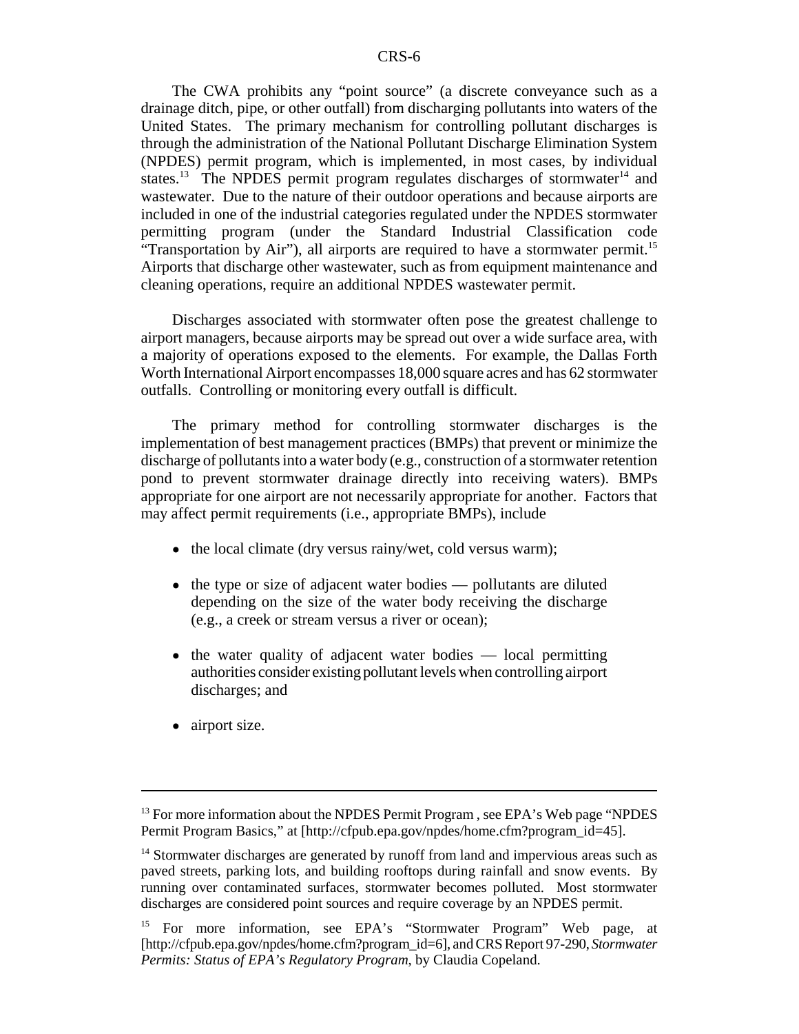The CWA prohibits any "point source" (a discrete conveyance such as a drainage ditch, pipe, or other outfall) from discharging pollutants into waters of the United States. The primary mechanism for controlling pollutant discharges is through the administration of the National Pollutant Discharge Elimination System (NPDES) permit program, which is implemented, in most cases, by individual states.[13] The NPDES permit program regulates discharges of stormwater[14] and wastewater. Due to the nature of their outdoor operations and because airports are included in one of the industrial categories regulated under the NPDES stormwater permitting program (under the Standard Industrial Classification code "Transportation by Air"), all airports are required to have a stormwater permit.[15] Airports that discharge other wastewater, such as from equipment maintenance and cleaning operations, require an additional NPDES wastewater permit.

Discharges associated with stormwater often pose the greatest challenge to airport managers, because airports may be spread out over a wide surface area, with a majority of operations exposed to the elements. For example, the Dallas Forth Worth International Airport encompasses 18,000 square acres and has 62 stormwater outfalls. Controlling or monitoring every outfall is difficult.

The primary method for controlling stormwater discharges is the implementation of best management practices (BMPs) that prevent or minimize the discharge of pollutants into a water body (e.g., construction of a stormwater retention pond to prevent stormwater drainage directly into receiving waters). BMPs appropriate for one airport are not necessarily appropriate for another. Factors that may affect permit requirements (i.e., appropriate BMPs), include

- the local climate (dry versus rainy/wet, cold versus warm);
- the type or size of adjacent water bodies — pollutants are diluted depending on the size of the water body receiving the discharge (e.g., a creek or stream versus a river or ocean);
- the water quality of adjacent water bodies — local permitting authorities consider existing pollutant levels when controlling airport discharges; and
- airport size.

---

[13] For more information about the NPDES Permit Program , see EPA's Web page "NPDES Permit Program Basics," at [http://cfpub.epa.gov/npdes/home.cfm?program_id=45].

[14] Stormwater discharges are generated by runoff from land and impervious areas such as paved streets, parking lots, and building rooftops during rainfall and snow events. By running over contaminated surfaces, stormwater becomes polluted. Most stormwater discharges are considered point sources and require coverage by an NPDES permit.

[15] For more information, see EPA's "Stormwater Program" Web page, at [http://cfpub.epa.gov/npdes/home.cfm?program_id=6], and CRS Report 97-290, *Stormwater Permits: Status of EPA's Regulatory Program*, by Claudia Copeland.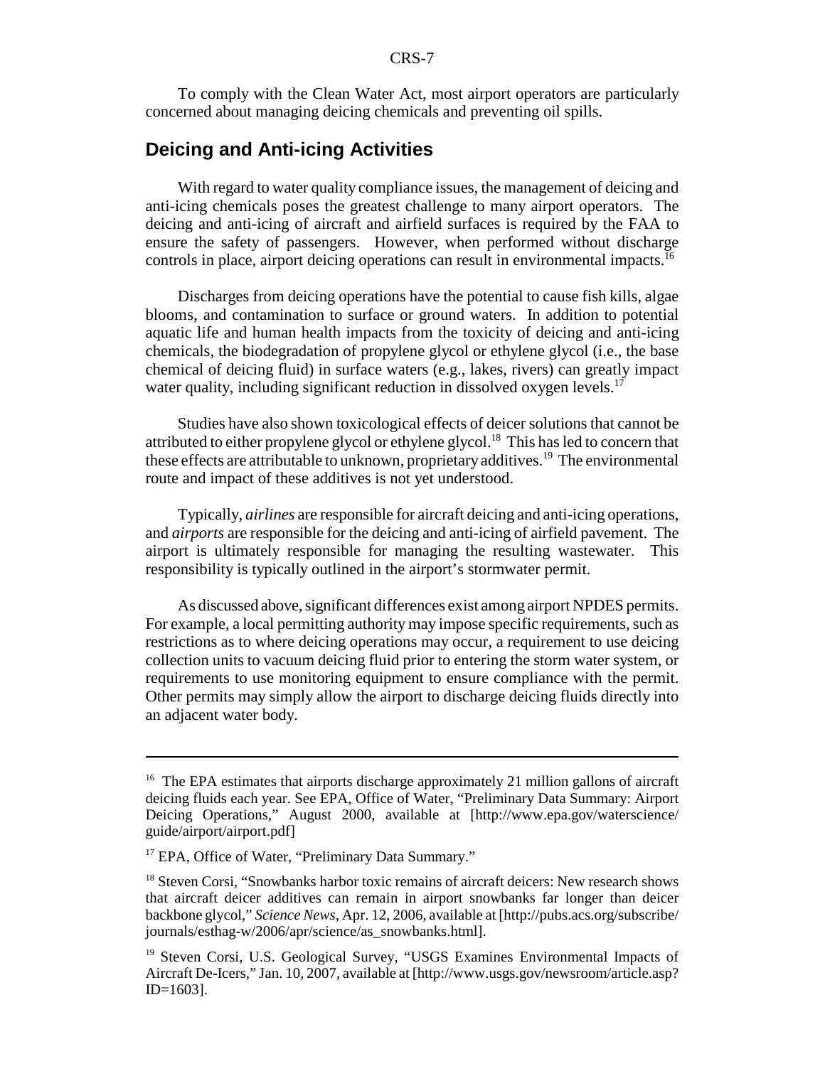To comply with the Clean Water Act, most airport operators are particularly concerned about managing deicing chemicals and preventing oil spills.

## Deicing and Anti-icing Activities

With regard to water quality compliance issues, the management of deicing and anti-icing chemicals poses the greatest challenge to many airport operators. The deicing and anti-icing of aircraft and airfield surfaces is required by the FAA to ensure the safety of passengers. However, when performed without discharge controls in place, airport deicing operations can result in environmental impacts.[16]

Discharges from deicing operations have the potential to cause fish kills, algae blooms, and contamination to surface or ground waters. In addition to potential aquatic life and human health impacts from the toxicity of deicing and anti-icing chemicals, the biodegradation of propylene glycol or ethylene glycol (i.e., the base chemical of deicing fluid) in surface waters (e.g., lakes, rivers) can greatly impact water quality, including significant reduction in dissolved oxygen levels.[17]

Studies have also shown toxicological effects of deicer solutions that cannot be attributed to either propylene glycol or ethylene glycol.[18] This has led to concern that these effects are attributable to unknown, proprietary additives.[19] The environmental route and impact of these additives is not yet understood.

Typically, *airlines* are responsible for aircraft deicing and anti-icing operations, and *airports* are responsible for the deicing and anti-icing of airfield pavement. The airport is ultimately responsible for managing the resulting wastewater. This responsibility is typically outlined in the airport's stormwater permit.

As discussed above, significant differences exist among airport NPDES permits. For example, a local permitting authority may impose specific requirements, such as restrictions as to where deicing operations may occur, a requirement to use deicing collection units to vacuum deicing fluid prior to entering the storm water system, or requirements to use monitoring equipment to ensure compliance with the permit. Other permits may simply allow the airport to discharge deicing fluids directly into an adjacent water body.

---

[16] The EPA estimates that airports discharge approximately 21 million gallons of aircraft deicing fluids each year. See EPA, Office of Water, "Preliminary Data Summary: Airport Deicing Operations," August 2000, available at [http://www.epa.gov/waterscience/guide/airport/airport.pdf]

[17] EPA, Office of Water, "Preliminary Data Summary."

[18] Steven Corsi, "Snowbanks harbor toxic remains of aircraft deicers: New research shows that aircraft deicer additives can remain in airport snowbanks far longer than deicer backbone glycol," *Science News*, Apr. 12, 2006, available at [http://pubs.acs.org/subscribe/journals/esthag-w/2006/apr/science/as_snowbanks.html].

[19] Steven Corsi, U.S. Geological Survey, "USGS Examines Environmental Impacts of Aircraft De-Icers," Jan. 10, 2007, available at [http://www.usgs.gov/newsroom/article.asp?ID=1603].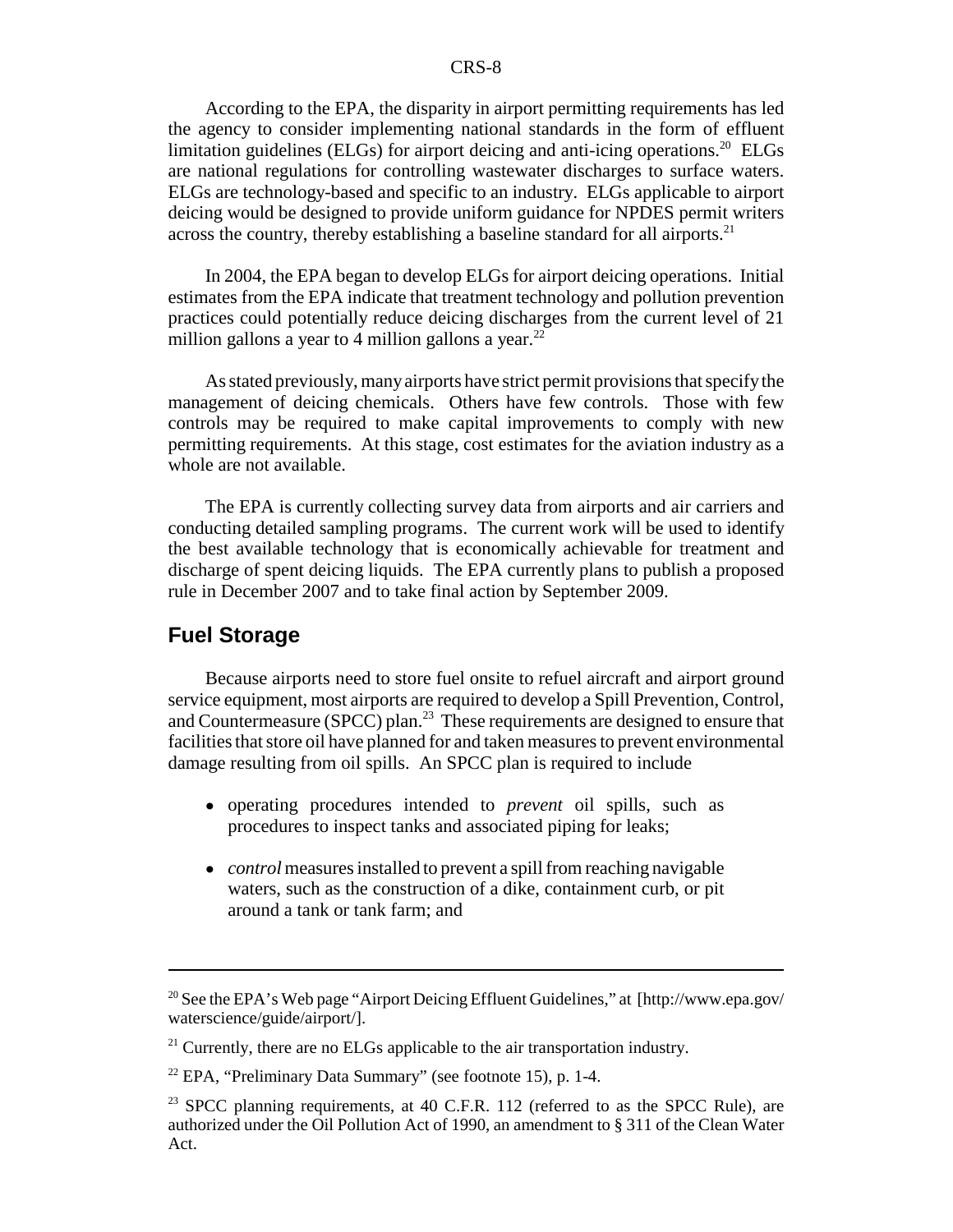According to the EPA, the disparity in airport permitting requirements has led the agency to consider implementing national standards in the form of effluent limitation guidelines (ELGs) for airport deicing and anti-icing operations.[20] ELGs are national regulations for controlling wastewater discharges to surface waters. ELGs are technology-based and specific to an industry. ELGs applicable to airport deicing would be designed to provide uniform guidance for NPDES permit writers across the country, thereby establishing a baseline standard for all airports.[21]

In 2004, the EPA began to develop ELGs for airport deicing operations. Initial estimates from the EPA indicate that treatment technology and pollution prevention practices could potentially reduce deicing discharges from the current level of 21 million gallons a year to 4 million gallons a year.[22]

As stated previously, many airports have strict permit provisions that specify the management of deicing chemicals. Others have few controls. Those with few controls may be required to make capital improvements to comply with new permitting requirements. At this stage, cost estimates for the aviation industry as a whole are not available.

The EPA is currently collecting survey data from airports and air carriers and conducting detailed sampling programs. The current work will be used to identify the best available technology that is economically achievable for treatment and discharge of spent deicing liquids. The EPA currently plans to publish a proposed rule in December 2007 and to take final action by September 2009.

## Fuel Storage

Because airports need to store fuel onsite to refuel aircraft and airport ground service equipment, most airports are required to develop a Spill Prevention, Control, and Countermeasure (SPCC) plan.[23] These requirements are designed to ensure that facilities that store oil have planned for and taken measures to prevent environmental damage resulting from oil spills. An SPCC plan is required to include

- operating procedures intended to *prevent* oil spills, such as procedures to inspect tanks and associated piping for leaks;
- *control* measures installed to prevent a spill from reaching navigable waters, such as the construction of a dike, containment curb, or pit around a tank or tank farm; and

---

[20] See the EPA's Web page "Airport Deicing Effluent Guidelines," at [http://www.epa.gov/waterscience/guide/airport/].

[21] Currently, there are no ELGs applicable to the air transportation industry.

[22] EPA, "Preliminary Data Summary" (see footnote 15), p. 1-4.

[23] SPCC planning requirements, at 40 C.F.R. 112 (referred to as the SPCC Rule), are authorized under the Oil Pollution Act of 1990, an amendment to § 311 of the Clean Water Act.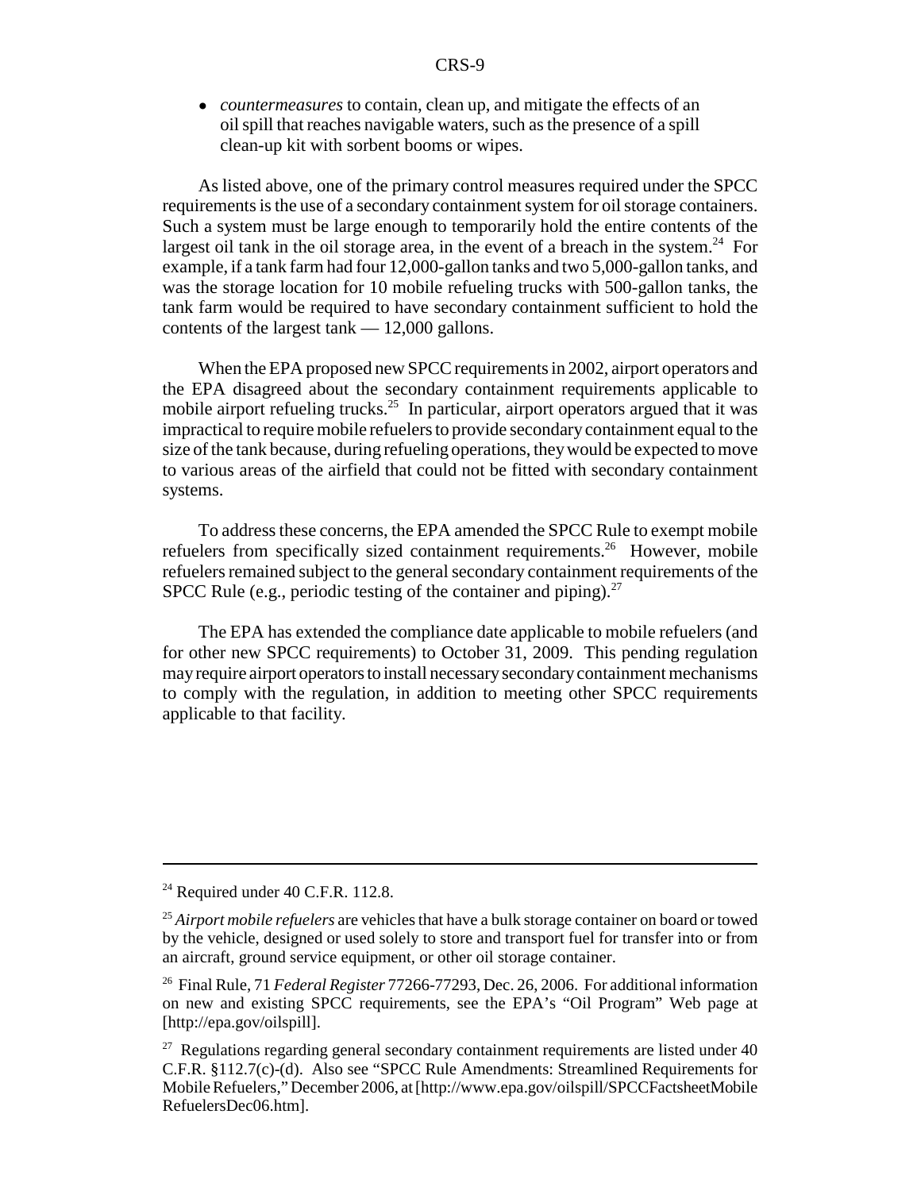- *countermeasures* to contain, clean up, and mitigate the effects of an oil spill that reaches navigable waters, such as the presence of a spill clean-up kit with sorbent booms or wipes.

As listed above, one of the primary control measures required under the SPCC requirements is the use of a secondary containment system for oil storage containers. Such a system must be large enough to temporarily hold the entire contents of the largest oil tank in the oil storage area, in the event of a breach in the system.[24] For example, if a tank farm had four 12,000-gallon tanks and two 5,000-gallon tanks, and was the storage location for 10 mobile refueling trucks with 500-gallon tanks, the tank farm would be required to have secondary containment sufficient to hold the contents of the largest tank — 12,000 gallons.

When the EPA proposed new SPCC requirements in 2002, airport operators and the EPA disagreed about the secondary containment requirements applicable to mobile airport refueling trucks.[25] In particular, airport operators argued that it was impractical to require mobile refuelers to provide secondary containment equal to the size of the tank because, during refueling operations, they would be expected to move to various areas of the airfield that could not be fitted with secondary containment systems.

To address these concerns, the EPA amended the SPCC Rule to exempt mobile refuelers from specifically sized containment requirements.[26] However, mobile refuelers remained subject to the general secondary containment requirements of the SPCC Rule (e.g., periodic testing of the container and piping).[27]

The EPA has extended the compliance date applicable to mobile refuelers (and for other new SPCC requirements) to October 31, 2009. This pending regulation may require airport operators to install necessary secondary containment mechanisms to comply with the regulation, in addition to meeting other SPCC requirements applicable to that facility.

---

[24] Required under 40 C.F.R. 112.8.

[25] *Airport mobile refuelers* are vehicles that have a bulk storage container on board or towed by the vehicle, designed or used solely to store and transport fuel for transfer into or from an aircraft, ground service equipment, or other oil storage container.

[26] Final Rule, 71 *Federal Register* 77266-77293, Dec. 26, 2006. For additional information on new and existing SPCC requirements, see the EPA's "Oil Program" Web page at [http://epa.gov/oilspill].

[27] Regulations regarding general secondary containment requirements are listed under 40 C.F.R. §112.7(c)-(d). Also see "SPCC Rule Amendments: Streamlined Requirements for Mobile Refuelers," December 2006, at [http://www.epa.gov/oilspill/SPCCFactsheetMobileRefuelersDec06.htm].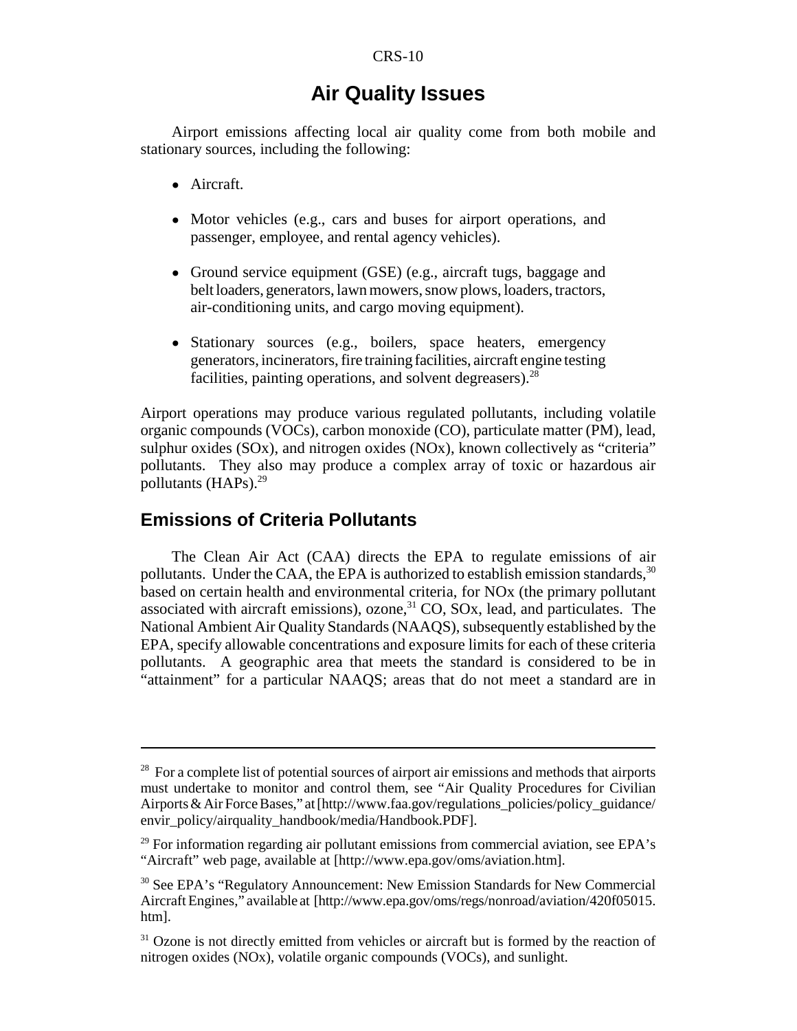## Air Quality Issues

Airport emissions affecting local air quality come from both mobile and stationary sources, including the following:

- Aircraft.
- Motor vehicles (e.g., cars and buses for airport operations, and passenger, employee, and rental agency vehicles).
- Ground service equipment (GSE) (e.g., aircraft tugs, baggage and belt loaders, generators, lawn mowers, snow plows, loaders, tractors, air-conditioning units, and cargo moving equipment).
- Stationary sources (e.g., boilers, space heaters, emergency generators, incinerators, fire training facilities, aircraft engine testing facilities, painting operations, and solvent degreasers).[28]

Airport operations may produce various regulated pollutants, including volatile organic compounds (VOCs), carbon monoxide (CO), particulate matter (PM), lead, sulphur oxides (SOx), and nitrogen oxides (NOx), known collectively as "criteria" pollutants. They also may produce a complex array of toxic or hazardous air pollutants (HAPs).[29]

### Emissions of Criteria Pollutants

The Clean Air Act (CAA) directs the EPA to regulate emissions of air pollutants. Under the CAA, the EPA is authorized to establish emission standards,[30] based on certain health and environmental criteria, for NOx (the primary pollutant associated with aircraft emissions), ozone,[31] CO, SOx, lead, and particulates. The National Ambient Air Quality Standards (NAAQS), subsequently established by the EPA, specify allowable concentrations and exposure limits for each of these criteria pollutants. A geographic area that meets the standard is considered to be in "attainment" for a particular NAAQS; areas that do not meet a standard are in

---

[28] For a complete list of potential sources of airport air emissions and methods that airports must undertake to monitor and control them, see "Air Quality Procedures for Civilian Airports & Air Force Bases," at [http://www.faa.gov/regulations_policies/policy_guidance/envir_policy/airquality_handbook/media/Handbook.PDF].

[29] For information regarding air pollutant emissions from commercial aviation, see EPA's "Aircraft" web page, available at [http://www.epa.gov/oms/aviation.htm].

[30] See EPA's "Regulatory Announcement: New Emission Standards for New Commercial Aircraft Engines," available at [http://www.epa.gov/oms/regs/nonroad/aviation/420f05015.htm].

[31] Ozone is not directly emitted from vehicles or aircraft but is formed by the reaction of nitrogen oxides (NOx), volatile organic compounds (VOCs), and sunlight.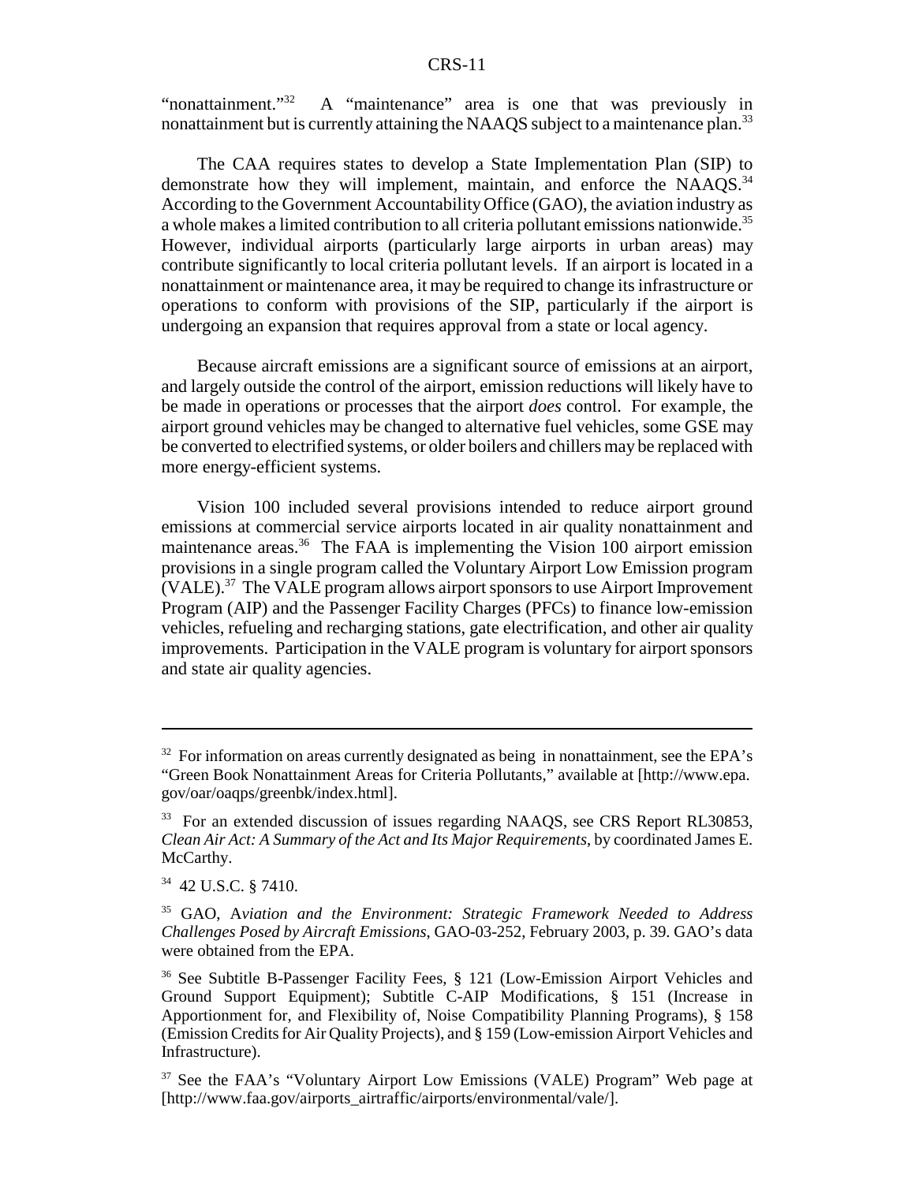"nonattainment."[32] A "maintenance" area is one that was previously in nonattainment but is currently attaining the NAAQS subject to a maintenance plan.[33]

The CAA requires states to develop a State Implementation Plan (SIP) to demonstrate how they will implement, maintain, and enforce the NAAQS.[34] According to the Government Accountability Office (GAO), the aviation industry as a whole makes a limited contribution to all criteria pollutant emissions nationwide.[35] However, individual airports (particularly large airports in urban areas) may contribute significantly to local criteria pollutant levels. If an airport is located in a nonattainment or maintenance area, it may be required to change its infrastructure or operations to conform with provisions of the SIP, particularly if the airport is undergoing an expansion that requires approval from a state or local agency.

Because aircraft emissions are a significant source of emissions at an airport, and largely outside the control of the airport, emission reductions will likely have to be made in operations or processes that the airport *does* control. For example, the airport ground vehicles may be changed to alternative fuel vehicles, some GSE may be converted to electrified systems, or older boilers and chillers may be replaced with more energy-efficient systems.

Vision 100 included several provisions intended to reduce airport ground emissions at commercial service airports located in air quality nonattainment and maintenance areas.[36] The FAA is implementing the Vision 100 airport emission provisions in a single program called the Voluntary Airport Low Emission program (VALE).[37] The VALE program allows airport sponsors to use Airport Improvement Program (AIP) and the Passenger Facility Charges (PFCs) to finance low-emission vehicles, refueling and recharging stations, gate electrification, and other air quality improvements. Participation in the VALE program is voluntary for airport sponsors and state air quality agencies.

---

[32] For information on areas currently designated as being in nonattainment, see the EPA's "Green Book Nonattainment Areas for Criteria Pollutants," available at [http://www.epa.gov/oar/oaqps/greenbk/index.html].

[33] For an extended discussion of issues regarding NAAQS, see CRS Report RL30853, *Clean Air Act: A Summary of the Act and Its Major Requirements*, by coordinated James E. McCarthy.

[34] 42 U.S.C. § 7410.

[35] GAO, A*viation and the Environment: Strategic Framework Needed to Address Challenges Posed by Aircraft Emissions*, GAO-03-252, February 2003, p. 39. GAO's data were obtained from the EPA.

[36] See Subtitle B-Passenger Facility Fees, § 121 (Low-Emission Airport Vehicles and Ground Support Equipment); Subtitle C-AIP Modifications, § 151 (Increase in Apportionment for, and Flexibility of, Noise Compatibility Planning Programs), § 158 (Emission Credits for Air Quality Projects), and § 159 (Low-emission Airport Vehicles and Infrastructure).

[37] See the FAA's "Voluntary Airport Low Emissions (VALE) Program" Web page at [http://www.faa.gov/airports_airtraffic/airports/environmental/vale/].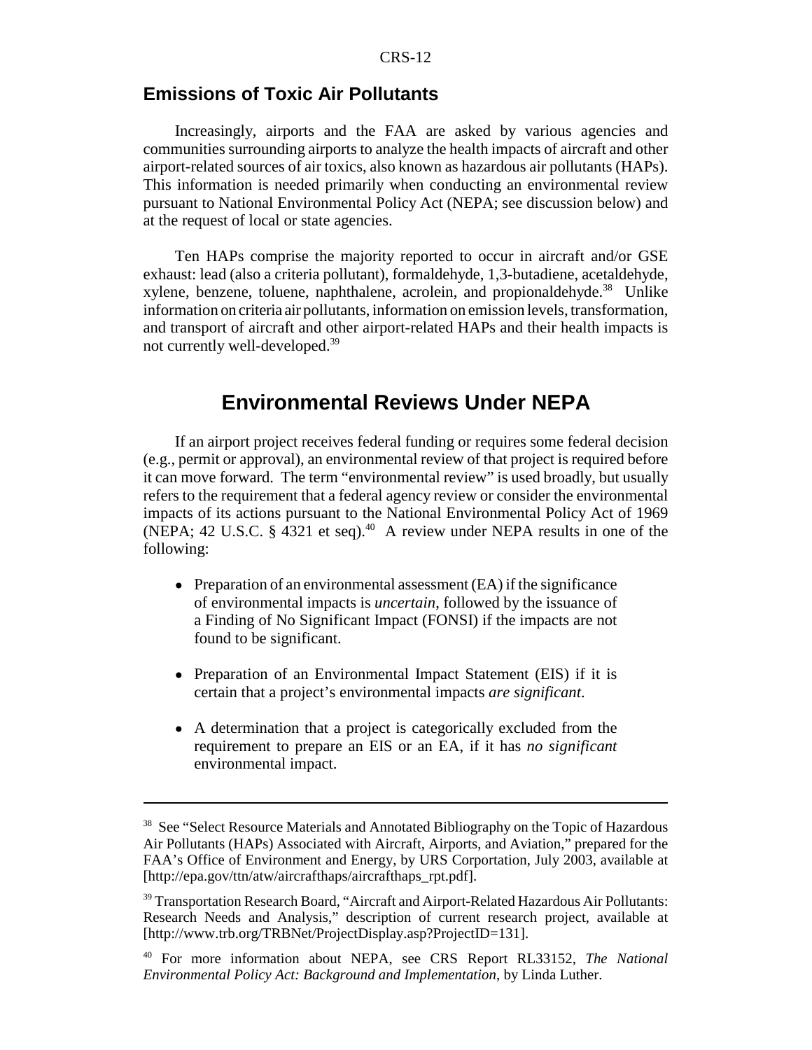## Emissions of Toxic Air Pollutants

Increasingly, airports and the FAA are asked by various agencies and communities surrounding airports to analyze the health impacts of aircraft and other airport-related sources of air toxics, also known as hazardous air pollutants (HAPs). This information is needed primarily when conducting an environmental review pursuant to National Environmental Policy Act (NEPA; see discussion below) and at the request of local or state agencies.

Ten HAPs comprise the majority reported to occur in aircraft and/or GSE exhaust: lead (also a criteria pollutant), formaldehyde, 1,3-butadiene, acetaldehyde, xylene, benzene, toluene, naphthalene, acrolein, and propionaldehyde.[38] Unlike information on criteria air pollutants, information on emission levels, transformation, and transport of aircraft and other airport-related HAPs and their health impacts is not currently well-developed.[39]

# Environmental Reviews Under NEPA

If an airport project receives federal funding or requires some federal decision (e.g., permit or approval), an environmental review of that project is required before it can move forward. The term "environmental review" is used broadly, but usually refers to the requirement that a federal agency review or consider the environmental impacts of its actions pursuant to the National Environmental Policy Act of 1969 (NEPA; 42 U.S.C. § 4321 et seq).[40] A review under NEPA results in one of the following:

- Preparation of an environmental assessment (EA) if the significance of environmental impacts is *uncertain*, followed by the issuance of a Finding of No Significant Impact (FONSI) if the impacts are not found to be significant.
- Preparation of an Environmental Impact Statement (EIS) if it is certain that a project's environmental impacts *are significant*.
- A determination that a project is categorically excluded from the requirement to prepare an EIS or an EA, if it has *no significant* environmental impact.

---

[38] See "Select Resource Materials and Annotated Bibliography on the Topic of Hazardous Air Pollutants (HAPs) Associated with Aircraft, Airports, and Aviation," prepared for the FAA's Office of Environment and Energy, by URS Corportation, July 2003, available at [http://epa.gov/ttn/atw/aircrafthaps/aircrafthaps_rpt.pdf].

[39] Transportation Research Board, "Aircraft and Airport-Related Hazardous Air Pollutants: Research Needs and Analysis," description of current research project, available at [http://www.trb.org/TRBNet/ProjectDisplay.asp?ProjectID=131].

[40] For more information about NEPA, see CRS Report RL33152, *The National Environmental Policy Act: Background and Implementation*, by Linda Luther.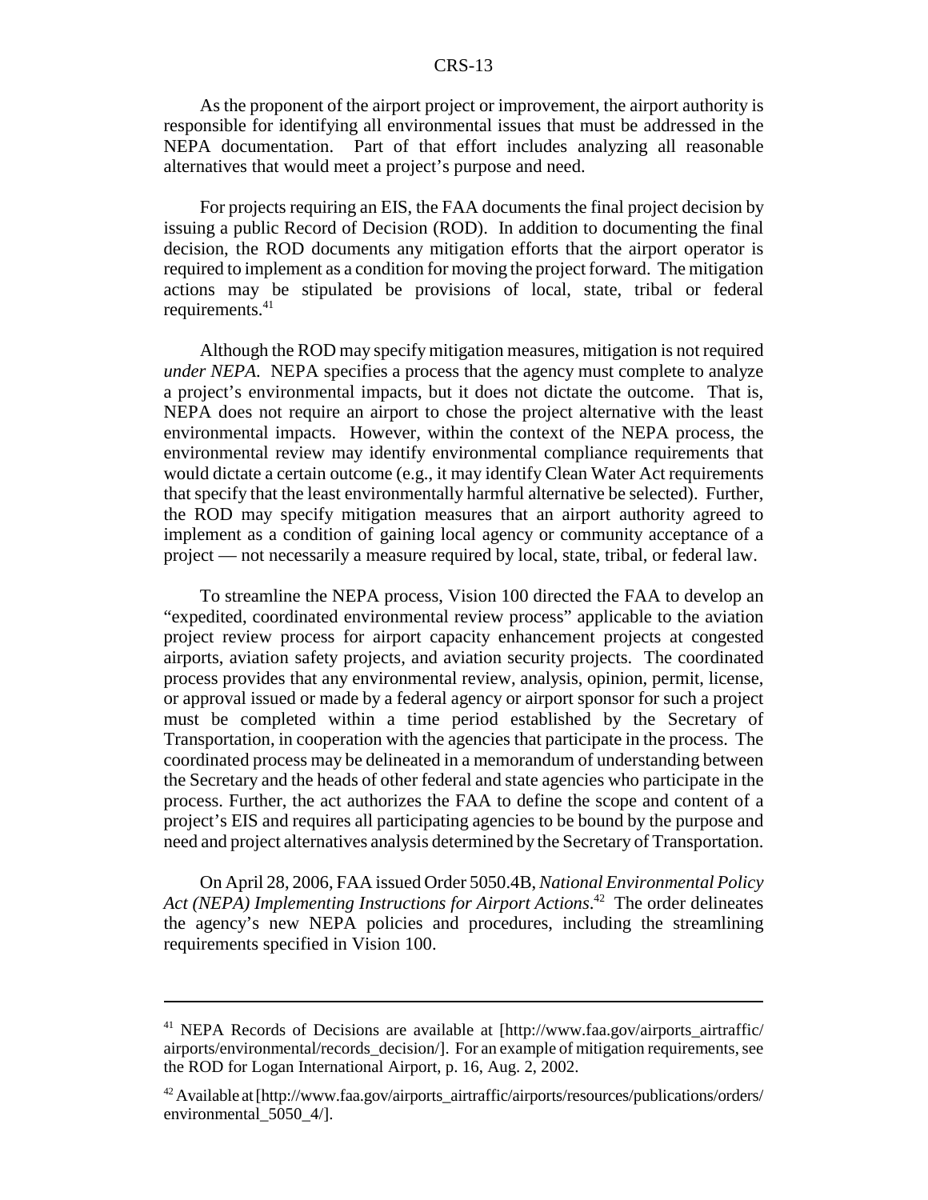As the proponent of the airport project or improvement, the airport authority is responsible for identifying all environmental issues that must be addressed in the NEPA documentation. Part of that effort includes analyzing all reasonable alternatives that would meet a project's purpose and need.

For projects requiring an EIS, the FAA documents the final project decision by issuing a public Record of Decision (ROD). In addition to documenting the final decision, the ROD documents any mitigation efforts that the airport operator is required to implement as a condition for moving the project forward. The mitigation actions may be stipulated be provisions of local, state, tribal or federal requirements.[41]

Although the ROD may specify mitigation measures, mitigation is not required *under NEPA*. NEPA specifies a process that the agency must complete to analyze a project's environmental impacts, but it does not dictate the outcome. That is, NEPA does not require an airport to chose the project alternative with the least environmental impacts. However, within the context of the NEPA process, the environmental review may identify environmental compliance requirements that would dictate a certain outcome (e.g., it may identify Clean Water Act requirements that specify that the least environmentally harmful alternative be selected). Further, the ROD may specify mitigation measures that an airport authority agreed to implement as a condition of gaining local agency or community acceptance of a project — not necessarily a measure required by local, state, tribal, or federal law.

To streamline the NEPA process, Vision 100 directed the FAA to develop an "expedited, coordinated environmental review process" applicable to the aviation project review process for airport capacity enhancement projects at congested airports, aviation safety projects, and aviation security projects. The coordinated process provides that any environmental review, analysis, opinion, permit, license, or approval issued or made by a federal agency or airport sponsor for such a project must be completed within a time period established by the Secretary of Transportation, in cooperation with the agencies that participate in the process. The coordinated process may be delineated in a memorandum of understanding between the Secretary and the heads of other federal and state agencies who participate in the process. Further, the act authorizes the FAA to define the scope and content of a project's EIS and requires all participating agencies to be bound by the purpose and need and project alternatives analysis determined by the Secretary of Transportation.

On April 28, 2006, FAA issued Order 5050.4B, *National Environmental Policy Act (NEPA) Implementing Instructions for Airport Actions*.[42] The order delineates the agency's new NEPA policies and procedures, including the streamlining requirements specified in Vision 100.

---

[41] NEPA Records of Decisions are available at [http://www.faa.gov/airports_airtraffic/airports/environmental/records_decision/]. For an example of mitigation requirements, see the ROD for Logan International Airport, p. 16, Aug. 2, 2002.

[42] Available at [http://www.faa.gov/airports_airtraffic/airports/resources/publications/orders/environmental_5050_4/].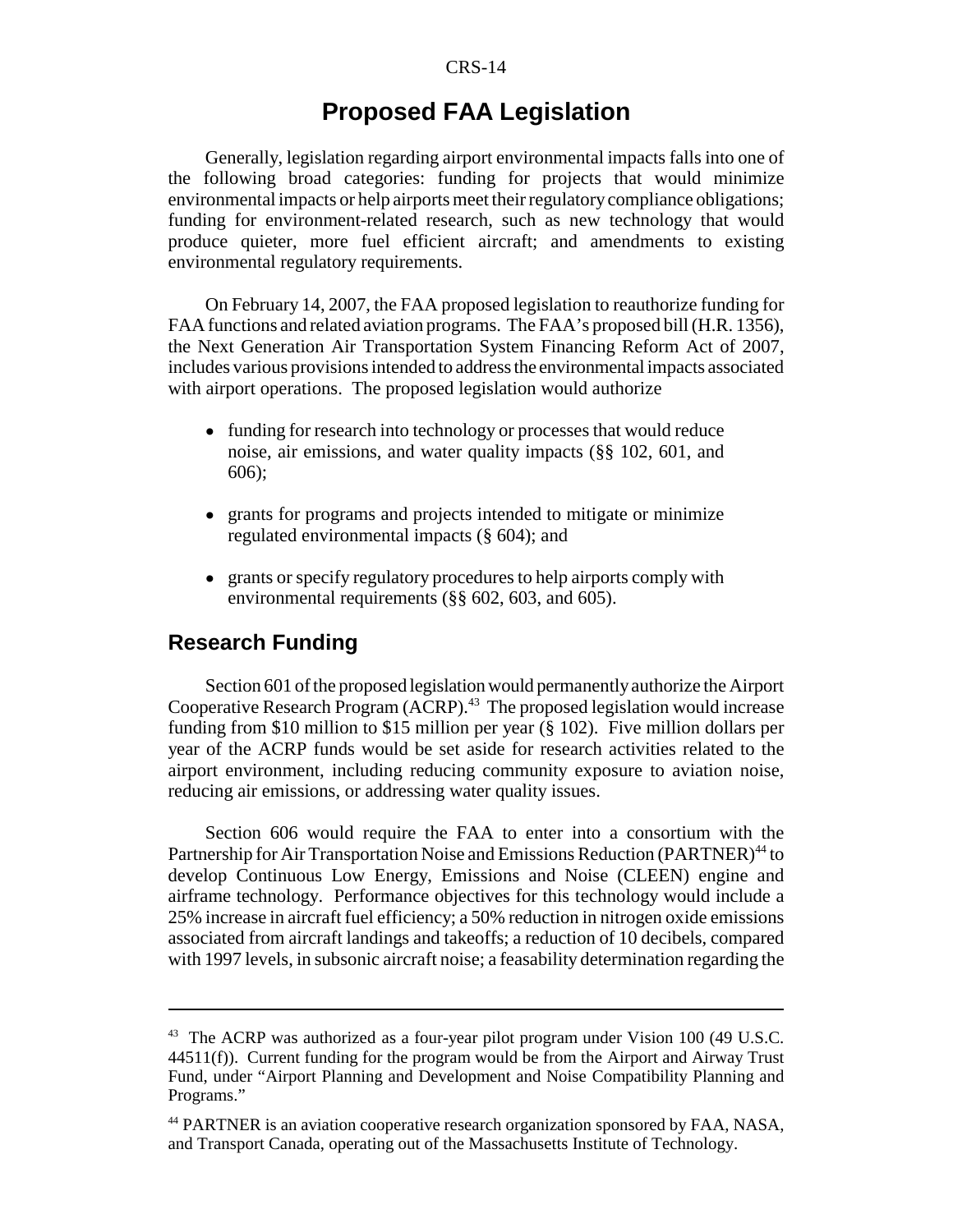# Proposed FAA Legislation

Generally, legislation regarding airport environmental impacts falls into one of the following broad categories: funding for projects that would minimize environmental impacts or help airports meet their regulatory compliance obligations; funding for environment-related research, such as new technology that would produce quieter, more fuel efficient aircraft; and amendments to existing environmental regulatory requirements.

On February 14, 2007, the FAA proposed legislation to reauthorize funding for FAA functions and related aviation programs. The FAA's proposed bill (H.R. 1356), the Next Generation Air Transportation System Financing Reform Act of 2007, includes various provisions intended to address the environmental impacts associated with airport operations. The proposed legislation would authorize

- funding for research into technology or processes that would reduce noise, air emissions, and water quality impacts (§§ 102, 601, and 606);
- grants for programs and projects intended to mitigate or minimize regulated environmental impacts (§ 604); and
- grants or specify regulatory procedures to help airports comply with environmental requirements (§§ 602, 603, and 605).

## Research Funding

Section 601 of the proposed legislation would permanently authorize the Airport Cooperative Research Program (ACRP).[43] The proposed legislation would increase funding from $10 million to $15 million per year (§ 102). Five million dollars per year of the ACRP funds would be set aside for research activities related to the airport environment, including reducing community exposure to aviation noise, reducing air emissions, or addressing water quality issues.

Section 606 would require the FAA to enter into a consortium with the Partnership for Air Transportation Noise and Emissions Reduction (PARTNER)[44] to develop Continuous Low Energy, Emissions and Noise (CLEEN) engine and airframe technology. Performance objectives for this technology would include a 25% increase in aircraft fuel efficiency; a 50% reduction in nitrogen oxide emissions associated from aircraft landings and takeoffs; a reduction of 10 decibels, compared with 1997 levels, in subsonic aircraft noise; a feasability determination regarding the

---

[43] The ACRP was authorized as a four-year pilot program under Vision 100 (49 U.S.C. 44511(f)). Current funding for the program would be from the Airport and Airway Trust Fund, under "Airport Planning and Development and Noise Compatibility Planning and Programs."

[44] PARTNER is an aviation cooperative research organization sponsored by FAA, NASA, and Transport Canada, operating out of the Massachusetts Institute of Technology.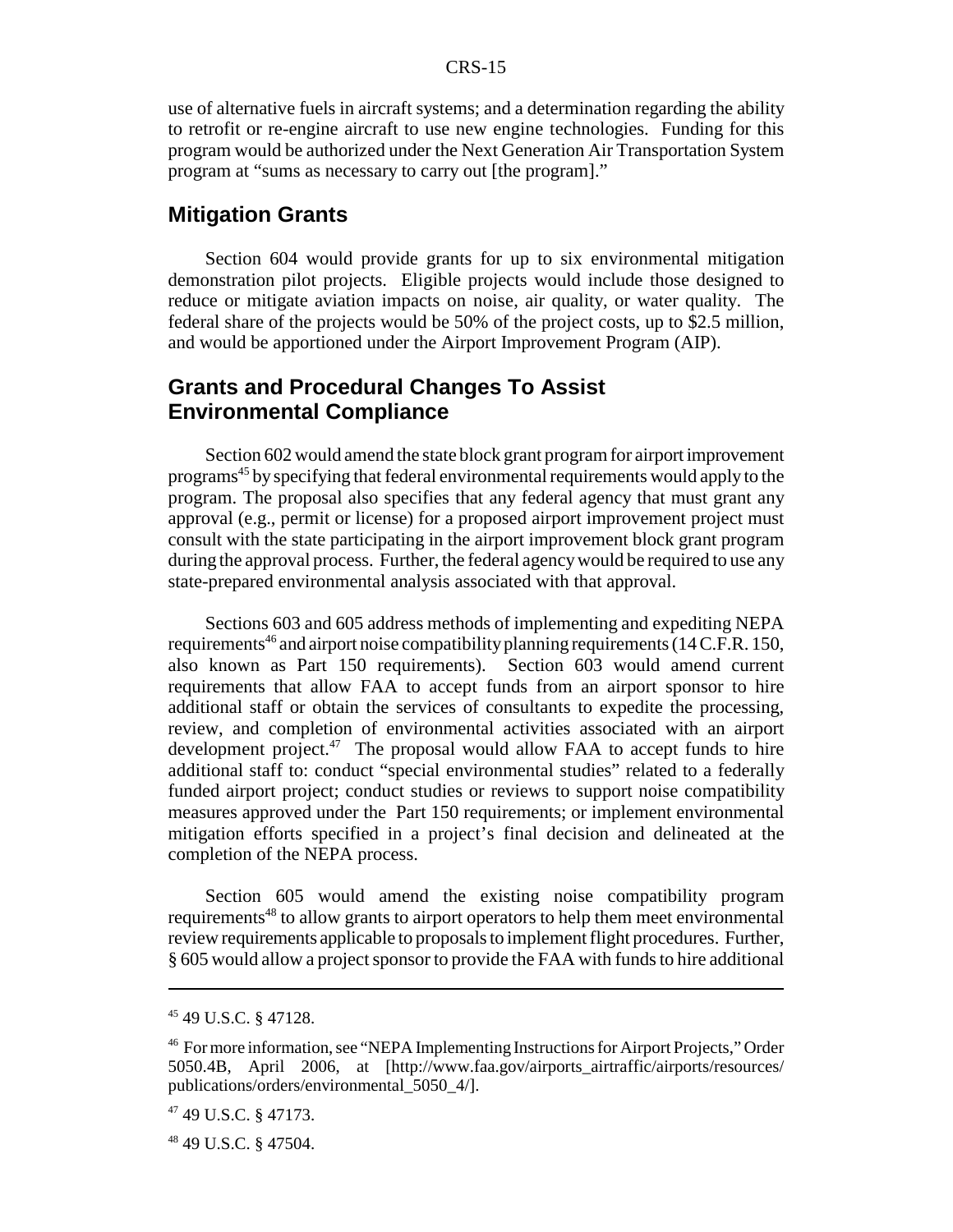use of alternative fuels in aircraft systems; and a determination regarding the ability to retrofit or re-engine aircraft to use new engine technologies. Funding for this program would be authorized under the Next Generation Air Transportation System program at "sums as necessary to carry out [the program]."

## Mitigation Grants

Section 604 would provide grants for up to six environmental mitigation demonstration pilot projects. Eligible projects would include those designed to reduce or mitigate aviation impacts on noise, air quality, or water quality. The federal share of the projects would be 50% of the project costs, up to $2.5 million, and would be apportioned under the Airport Improvement Program (AIP).

## Grants and Procedural Changes To Assist Environmental Compliance

Section 602 would amend the state block grant program for airport improvement programs[45] by specifying that federal environmental requirements would apply to the program. The proposal also specifies that any federal agency that must grant any approval (e.g., permit or license) for a proposed airport improvement project must consult with the state participating in the airport improvement block grant program during the approval process. Further, the federal agency would be required to use any state-prepared environmental analysis associated with that approval.

Sections 603 and 605 address methods of implementing and expediting NEPA requirements[46] and airport noise compatibility planning requirements (14 C.F.R. 150, also known as Part 150 requirements). Section 603 would amend current requirements that allow FAA to accept funds from an airport sponsor to hire additional staff or obtain the services of consultants to expedite the processing, review, and completion of environmental activities associated with an airport development project.[47] The proposal would allow FAA to accept funds to hire additional staff to: conduct "special environmental studies" related to a federally funded airport project; conduct studies or reviews to support noise compatibility measures approved under the Part 150 requirements; or implement environmental mitigation efforts specified in a project's final decision and delineated at the completion of the NEPA process.

Section 605 would amend the existing noise compatibility program requirements[48] to allow grants to airport operators to help them meet environmental review requirements applicable to proposals to implement flight procedures. Further, § 605 would allow a project sponsor to provide the FAA with funds to hire additional

---

[45] 49 U.S.C. § 47128.

[46] For more information, see "NEPA Implementing Instructions for Airport Projects," Order 5050.4B, April 2006, at [http://www.faa.gov/airports_airtraffic/airports/resources/publications/orders/environmental_5050_4/].

[47] 49 U.S.C. § 47173.

[48] 49 U.S.C. § 47504.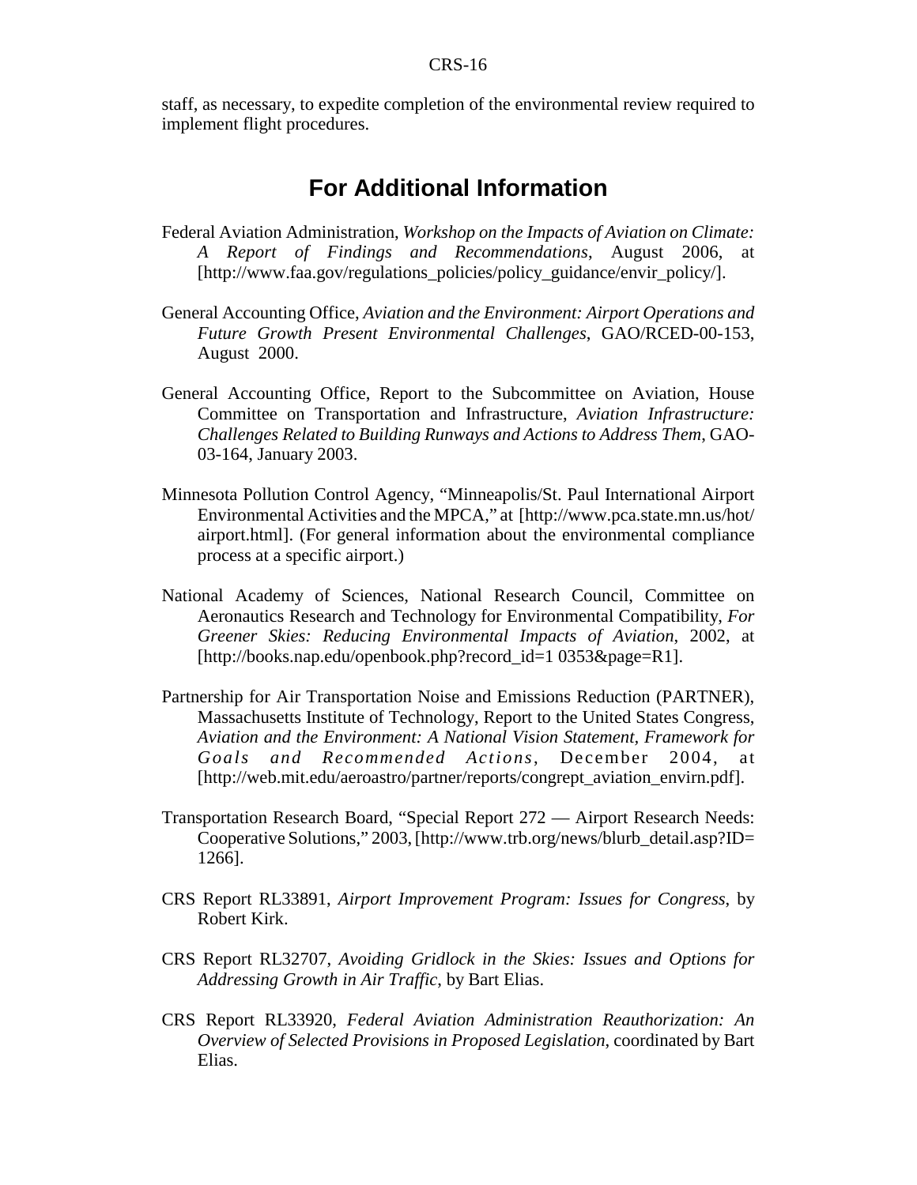staff, as necessary, to expedite completion of the environmental review required to implement flight procedures.

## For Additional Information

Federal Aviation Administration, *Workshop on the Impacts of Aviation on Climate: A Report of Findings and Recommendations*, August 2006, at [http://www.faa.gov/regulations_policies/policy_guidance/envir_policy/].

General Accounting Office, *Aviation and the Environment: Airport Operations and Future Growth Present Environmental Challenges*, GAO/RCED-00-153, August 2000.

General Accounting Office, Report to the Subcommittee on Aviation, House Committee on Transportation and Infrastructure, *Aviation Infrastructure: Challenges Related to Building Runways and Actions to Address Them*, GAO-03-164, January 2003.

Minnesota Pollution Control Agency, "Minneapolis/St. Paul International Airport Environmental Activities and the MPCA," at [http://www.pca.state.mn.us/hot/airport.html]. (For general information about the environmental compliance process at a specific airport.)

National Academy of Sciences, National Research Council, Committee on Aeronautics Research and Technology for Environmental Compatibility, *For Greener Skies: Reducing Environmental Impacts of Aviation*, 2002, at [http://books.nap.edu/openbook.php?record_id=1 0353&page=R1].

Partnership for Air Transportation Noise and Emissions Reduction (PARTNER), Massachusetts Institute of Technology, Report to the United States Congress, *Aviation and the Environment: A National Vision Statement, Framework for Goals and Recommended Actions*, December 2004, at [http://web.mit.edu/aeroastro/partner/reports/congrept_aviation_envirn.pdf].

Transportation Research Board, "Special Report 272 — Airport Research Needs: Cooperative Solutions," 2003, [http://www.trb.org/news/blurb_detail.asp?ID=1266].

CRS Report RL33891, *Airport Improvement Program: Issues for Congress*, by Robert Kirk.

CRS Report RL32707, *Avoiding Gridlock in the Skies: Issues and Options for Addressing Growth in Air Traffic*, by Bart Elias.

CRS Report RL33920, *Federal Aviation Administration Reauthorization: An Overview of Selected Provisions in Proposed Legislation*, coordinated by Bart Elias.